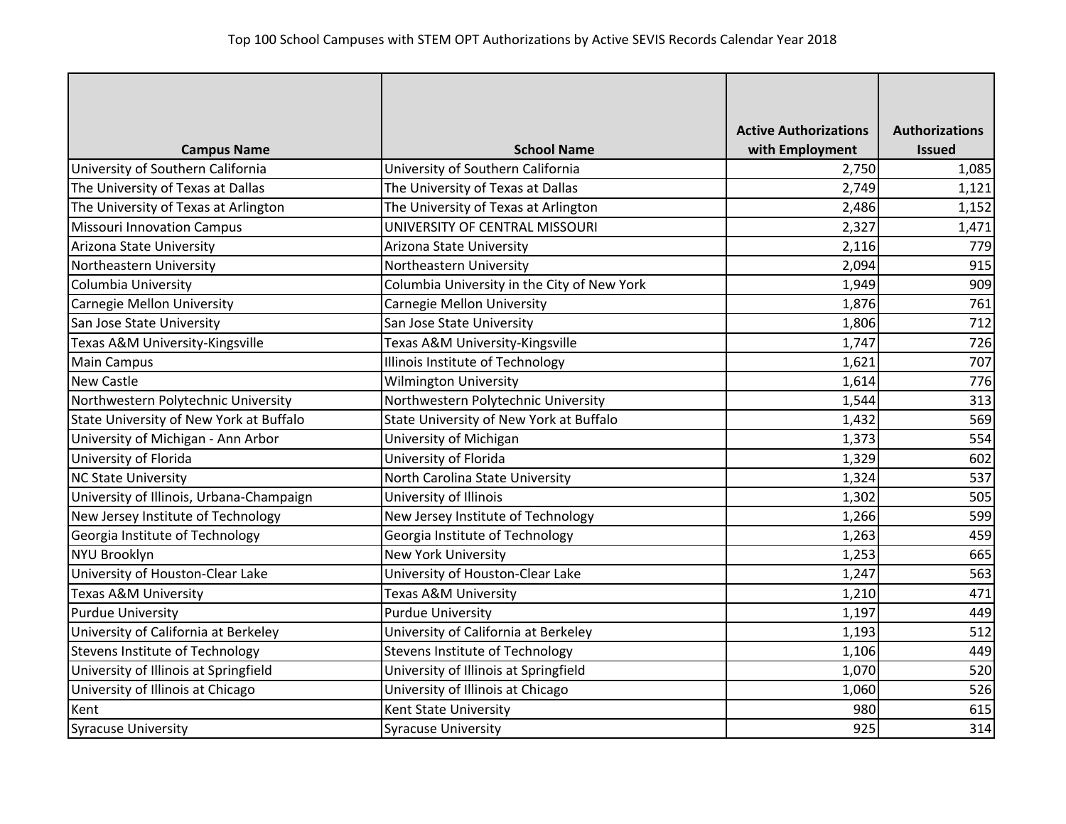# Top 100 School Campuses with STEM OPT Authorizations by Active SEVIS Records Calendar Year 2018

| Campus Name | School Name | Active Authorizations with Employment | Authorizations Issued |
|---|---|---|---|
| University of Southern California | University of Southern California | 2,750 | 1,085 |
| The University of Texas at Dallas | The University of Texas at Dallas | 2,749 | 1,121 |
| The University of Texas at Arlington | The University of Texas at Arlington | 2,486 | 1,152 |
| Missouri Innovation Campus | UNIVERSITY OF CENTRAL MISSOURI | 2,327 | 1,471 |
| Arizona State University | Arizona State University | 2,116 | 779 |
| Northeastern University | Northeastern University | 2,094 | 915 |
| Columbia University | Columbia University in the City of New York | 1,949 | 909 |
| Carnegie Mellon University | Carnegie Mellon University | 1,876 | 761 |
| San Jose State University | San Jose State University | 1,806 | 712 |
| Texas A&M University-Kingsville | Texas A&M University-Kingsville | 1,747 | 726 |
| Main Campus | Illinois Institute of Technology | 1,621 | 707 |
| New Castle | Wilmington University | 1,614 | 776 |
| Northwestern Polytechnic University | Northwestern Polytechnic University | 1,544 | 313 |
| State University of New York at Buffalo | State University of New York at Buffalo | 1,432 | 569 |
| University of Michigan - Ann Arbor | University of Michigan | 1,373 | 554 |
| University of Florida | University of Florida | 1,329 | 602 |
| NC State University | North Carolina State University | 1,324 | 537 |
| University of Illinois, Urbana-Champaign | University of Illinois | 1,302 | 505 |
| New Jersey Institute of Technology | New Jersey Institute of Technology | 1,266 | 599 |
| Georgia Institute of Technology | Georgia Institute of Technology | 1,263 | 459 |
| NYU Brooklyn | New York University | 1,253 | 665 |
| University of Houston-Clear Lake | University of Houston-Clear Lake | 1,247 | 563 |
| Texas A&M University | Texas A&M University | 1,210 | 471 |
| Purdue University | Purdue University | 1,197 | 449 |
| University of California at Berkeley | University of California at Berkeley | 1,193 | 512 |
| Stevens Institute of Technology | Stevens Institute of Technology | 1,106 | 449 |
| University of Illinois at Springfield | University of Illinois at Springfield | 1,070 | 520 |
| University of Illinois at Chicago | University of Illinois at Chicago | 1,060 | 526 |
| Kent | Kent State University | 980 | 615 |
| Syracuse University | Syracuse University | 925 | 314 |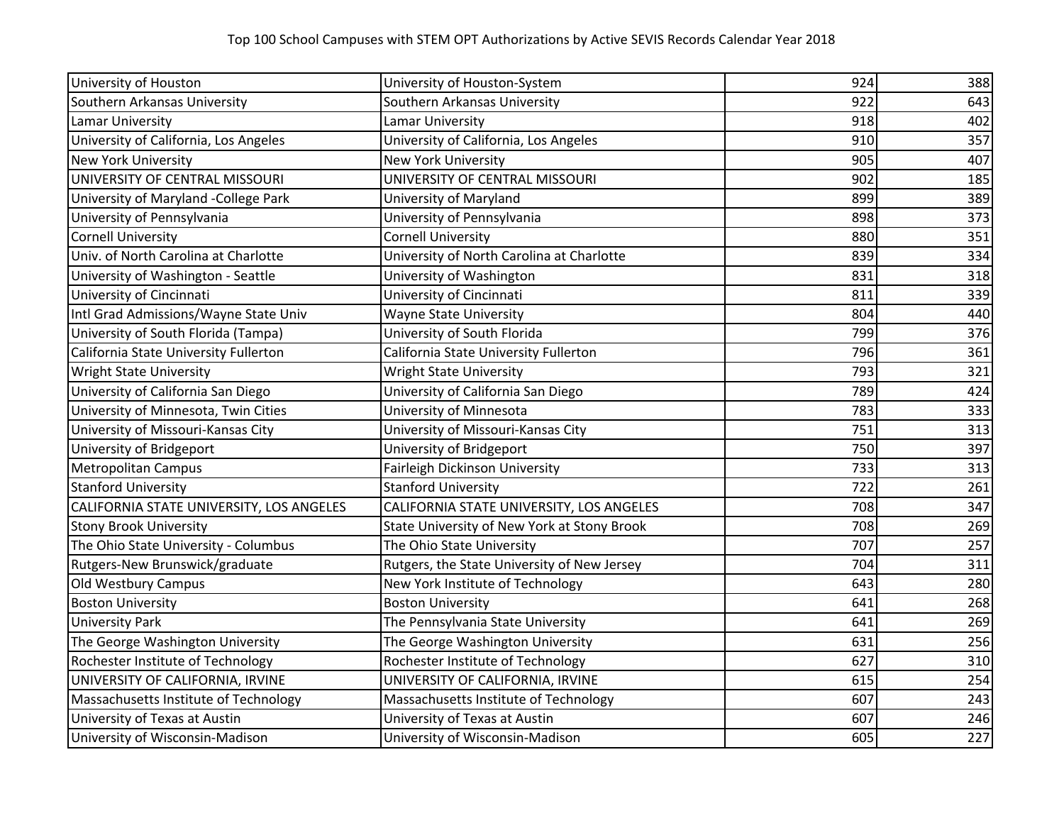# Top 100 School Campuses with STEM OPT Authorizations by Active SEVIS Records Calendar Year 2018

| | | | |
|---|---|---|---|
| University of Houston | University of Houston-System | 924 | 388 |
| Southern Arkansas University | Southern Arkansas University | 922 | 643 |
| Lamar University | Lamar University | 918 | 402 |
| University of California, Los Angeles | University of California, Los Angeles | 910 | 357 |
| New York University | New York University | 905 | 407 |
| UNIVERSITY OF CENTRAL MISSOURI | UNIVERSITY OF CENTRAL MISSOURI | 902 | 185 |
| University of Maryland -College Park | University of Maryland | 899 | 389 |
| University of Pennsylvania | University of Pennsylvania | 898 | 373 |
| Cornell University | Cornell University | 880 | 351 |
| Univ. of North Carolina at Charlotte | University of North Carolina at Charlotte | 839 | 334 |
| University of Washington - Seattle | University of Washington | 831 | 318 |
| University of Cincinnati | University of Cincinnati | 811 | 339 |
| Intl Grad Admissions/Wayne State Univ | Wayne State University | 804 | 440 |
| University of South Florida (Tampa) | University of South Florida | 799 | 376 |
| California State University Fullerton | California State University Fullerton | 796 | 361 |
| Wright State University | Wright State University | 793 | 321 |
| University of California San Diego | University of California San Diego | 789 | 424 |
| University of Minnesota, Twin Cities | University of Minnesota | 783 | 333 |
| University of Missouri-Kansas City | University of Missouri-Kansas City | 751 | 313 |
| University of Bridgeport | University of Bridgeport | 750 | 397 |
| Metropolitan Campus | Fairleigh Dickinson University | 733 | 313 |
| Stanford University | Stanford University | 722 | 261 |
| CALIFORNIA STATE UNIVERSITY, LOS ANGELES | CALIFORNIA STATE UNIVERSITY, LOS ANGELES | 708 | 347 |
| Stony Brook University | State University of New York at Stony Brook | 708 | 269 |
| The Ohio State University - Columbus | The Ohio State University | 707 | 257 |
| Rutgers-New Brunswick/graduate | Rutgers, the State University of New Jersey | 704 | 311 |
| Old Westbury Campus | New York Institute of Technology | 643 | 280 |
| Boston University | Boston University | 641 | 268 |
| University Park | The Pennsylvania State University | 641 | 269 |
| The George Washington University | The George Washington University | 631 | 256 |
| Rochester Institute of Technology | Rochester Institute of Technology | 627 | 310 |
| UNIVERSITY OF CALIFORNIA, IRVINE | UNIVERSITY OF CALIFORNIA, IRVINE | 615 | 254 |
| Massachusetts Institute of Technology | Massachusetts Institute of Technology | 607 | 243 |
| University of Texas at Austin | University of Texas at Austin | 607 | 246 |
| University of Wisconsin-Madison | University of Wisconsin-Madison | 605 | 227 |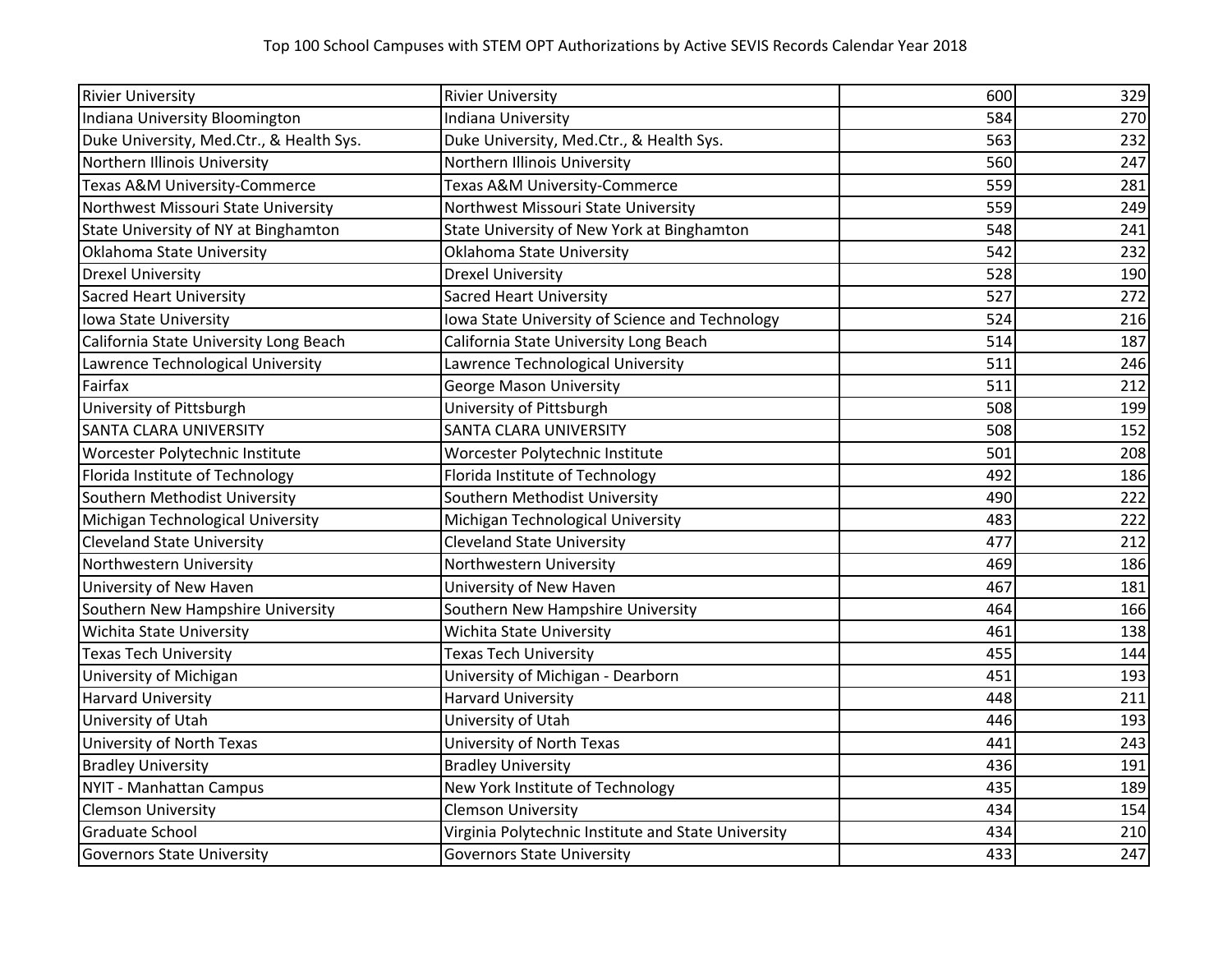Top 100 School Campuses with STEM OPT Authorizations by Active SEVIS Records Calendar Year 2018

| | | | |
|---|---|---|---|
| Rivier University | Rivier University | 600 | 329 |
| Indiana University Bloomington | Indiana University | 584 | 270 |
| Duke University, Med.Ctr., & Health Sys. | Duke University, Med.Ctr., & Health Sys. | 563 | 232 |
| Northern Illinois University | Northern Illinois University | 560 | 247 |
| Texas A&M University-Commerce | Texas A&M University-Commerce | 559 | 281 |
| Northwest Missouri State University | Northwest Missouri State University | 559 | 249 |
| State University of NY at Binghamton | State University of New York at Binghamton | 548 | 241 |
| Oklahoma State University | Oklahoma State University | 542 | 232 |
| Drexel University | Drexel University | 528 | 190 |
| Sacred Heart University | Sacred Heart University | 527 | 272 |
| Iowa State University | Iowa State University of Science and Technology | 524 | 216 |
| California State University Long Beach | California State University Long Beach | 514 | 187 |
| Lawrence Technological University | Lawrence Technological University | 511 | 246 |
| Fairfax | George Mason University | 511 | 212 |
| University of Pittsburgh | University of Pittsburgh | 508 | 199 |
| SANTA CLARA UNIVERSITY | SANTA CLARA UNIVERSITY | 508 | 152 |
| Worcester Polytechnic Institute | Worcester Polytechnic Institute | 501 | 208 |
| Florida Institute of Technology | Florida Institute of Technology | 492 | 186 |
| Southern Methodist University | Southern Methodist University | 490 | 222 |
| Michigan Technological University | Michigan Technological University | 483 | 222 |
| Cleveland State University | Cleveland State University | 477 | 212 |
| Northwestern University | Northwestern University | 469 | 186 |
| University of New Haven | University of New Haven | 467 | 181 |
| Southern New Hampshire University | Southern New Hampshire University | 464 | 166 |
| Wichita State University | Wichita State University | 461 | 138 |
| Texas Tech University | Texas Tech University | 455 | 144 |
| University of Michigan | University of Michigan - Dearborn | 451 | 193 |
| Harvard University | Harvard University | 448 | 211 |
| University of Utah | University of Utah | 446 | 193 |
| University of North Texas | University of North Texas | 441 | 243 |
| Bradley University | Bradley University | 436 | 191 |
| NYIT - Manhattan Campus | New York Institute of Technology | 435 | 189 |
| Clemson University | Clemson University | 434 | 154 |
| Graduate School | Virginia Polytechnic Institute and State University | 434 | 210 |
| Governors State University | Governors State University | 433 | 247 |